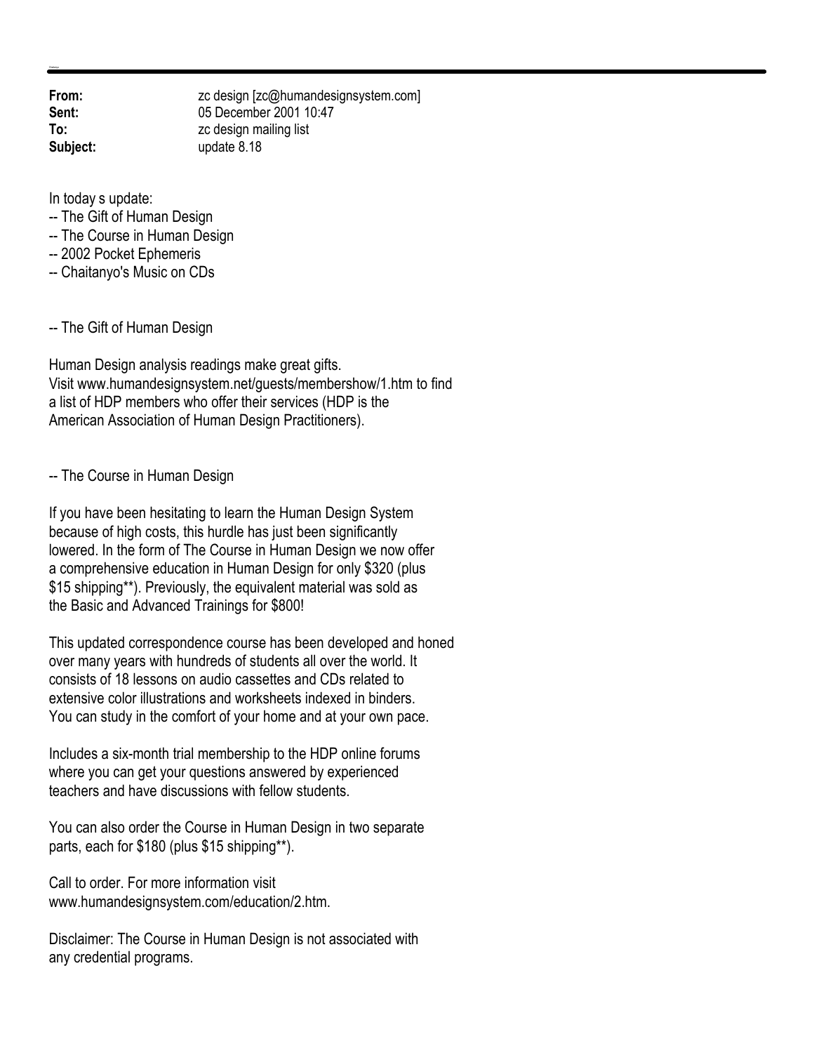**From:** zc design [zc@humandesignsystem.com]
**Sent:** 05 December 2001 10:47
**To:** zc design mailing list
**Subject:** update 8.18

In today s update:
-- The Gift of Human Design
-- The Course in Human Design
-- 2002 Pocket Ephemeris
-- Chaitanyo's Music on CDs

-- The Gift of Human Design

Human Design analysis readings make great gifts.
Visit www.humandesignsystem.net/guests/membershow/1.htm to find a list of HDP members who offer their services (HDP is the American Association of Human Design Practitioners).

-- The Course in Human Design

If you have been hesitating to learn the Human Design System because of high costs, this hurdle has just been significantly lowered. In the form of The Course in Human Design we now offer a comprehensive education in Human Design for only $320 (plus $15 shipping**). Previously, the equivalent material was sold as the Basic and Advanced Trainings for $800!

This updated correspondence course has been developed and honed over many years with hundreds of students all over the world. It consists of 18 lessons on audio cassettes and CDs related to extensive color illustrations and worksheets indexed in binders. You can study in the comfort of your home and at your own pace.

Includes a six-month trial membership to the HDP online forums where you can get your questions answered by experienced teachers and have discussions with fellow students.

You can also order the Course in Human Design in two separate parts, each for $180 (plus $15 shipping**).

Call to order. For more information visit www.humandesignsystem.com/education/2.htm.

Disclaimer: The Course in Human Design is not associated with any credential programs.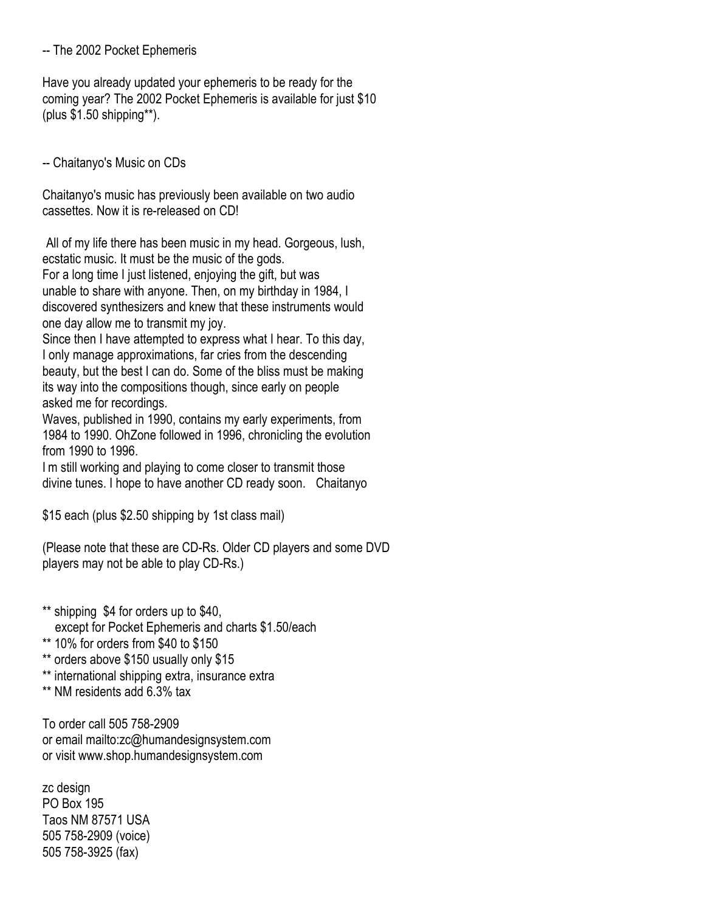-- The 2002 Pocket Ephemeris

Have you already updated your ephemeris to be ready for the coming year? The 2002 Pocket Ephemeris is available for just $10 (plus $1.50 shipping**).

-- Chaitanyo's Music on CDs

Chaitanyo's music has previously been available on two audio cassettes. Now it is re-released on CD!

All of my life there has been music in my head. Gorgeous, lush, ecstatic music. It must be the music of the gods.
For a long time I just listened, enjoying the gift, but was unable to share with anyone. Then, on my birthday in 1984, I discovered synthesizers and knew that these instruments would one day allow me to transmit my joy.
Since then I have attempted to express what I hear. To this day, I only manage approximations, far cries from the descending beauty, but the best I can do. Some of the bliss must be making its way into the compositions though, since early on people asked me for recordings.
Waves, published in 1990, contains my early experiments, from 1984 to 1990. OhZone followed in 1996, chronicling the evolution from 1990 to 1996.
I m still working and playing to come closer to transmit those divine tunes. I hope to have another CD ready soon.   Chaitanyo

$15 each (plus $2.50 shipping by 1st class mail)

(Please note that these are CD-Rs. Older CD players and some DVD players may not be able to play CD-Rs.)

** shipping  $4 for orders up to $40,
   except for Pocket Ephemeris and charts $1.50/each
** 10% for orders from $40 to $150
** orders above $150 usually only $15
** international shipping extra, insurance extra
** NM residents add 6.3% tax

To order call 505 758-2909
or email mailto:zc@humandesignsystem.com
or visit www.shop.humandesignsystem.com

zc design
PO Box 195
Taos NM 87571 USA
505 758-2909 (voice)
505 758-3925 (fax)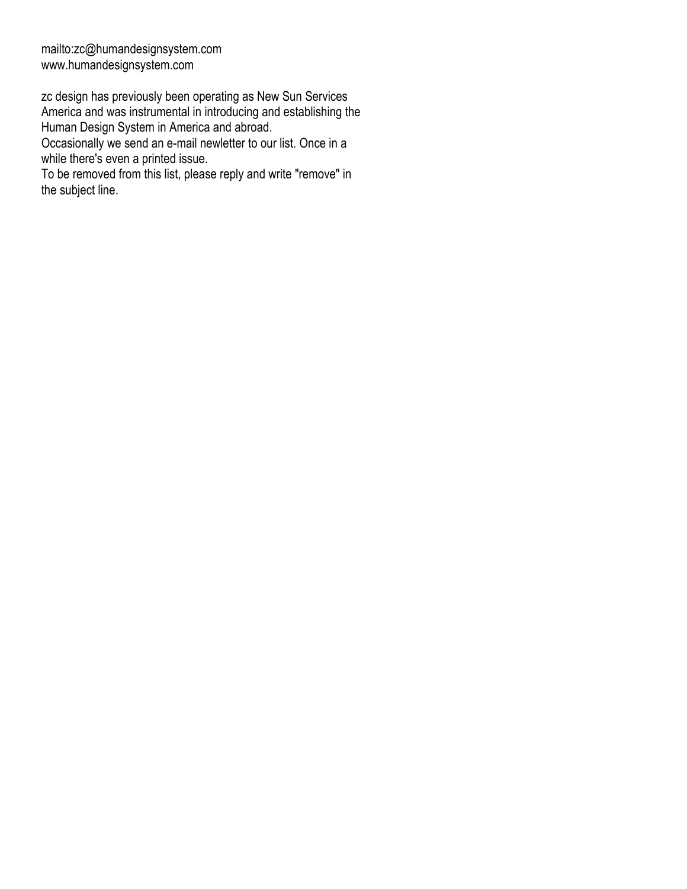mailto:zc@humandesignsystem.com
www.humandesignsystem.com

zc design has previously been operating as New Sun Services America and was instrumental in introducing and establishing the Human Design System in America and abroad.
Occasionally we send an e-mail newletter to our list. Once in a while there's even a printed issue.
To be removed from this list, please reply and write "remove" in the subject line.